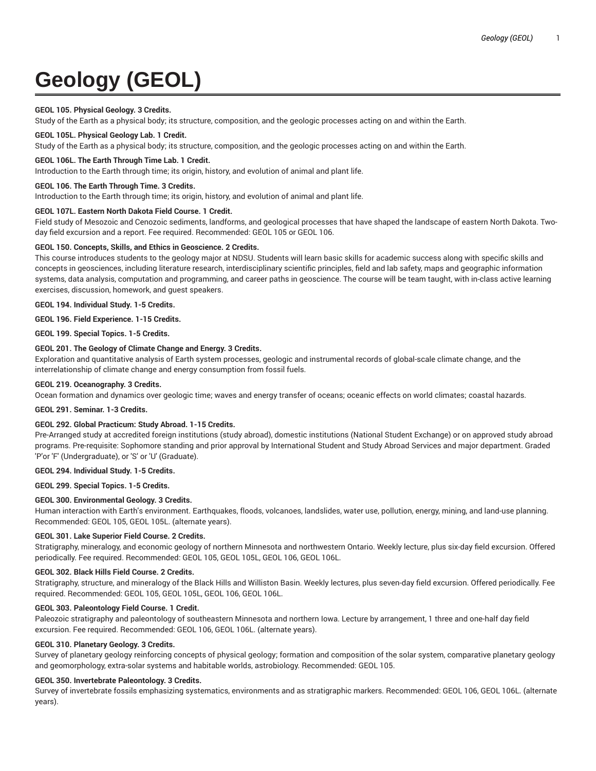# Geology (GEOL)

**GEOL 105. Physical Geology. 3 Credits.**

Study of the Earth as a physical body; its structure, composition, and the geologic processes acting on and within the Earth.

**GEOL 105L. Physical Geology Lab. 1 Credit.**

Study of the Earth as a physical body; its structure, composition, and the geologic processes acting on and within the Earth.

**GEOL 106L. The Earth Through Time Lab. 1 Credit.**

Introduction to the Earth through time; its origin, history, and evolution of animal and plant life.

**GEOL 106. The Earth Through Time. 3 Credits.**

Introduction to the Earth through time; its origin, history, and evolution of animal and plant life.

**GEOL 107L. Eastern North Dakota Field Course. 1 Credit.**

Field study of Mesozoic and Cenozoic sediments, landforms, and geological processes that have shaped the landscape of eastern North Dakota. Two-day field excursion and a report. Fee required. Recommended: GEOL 105 or GEOL 106.

**GEOL 150. Concepts, Skills, and Ethics in Geoscience. 2 Credits.**

This course introduces students to the geology major at NDSU. Students will learn basic skills for academic success along with specific skills and concepts in geosciences, including literature research, interdisciplinary scientific principles, field and lab safety, maps and geographic information systems, data analysis, computation and programming, and career paths in geoscience. The course will be team taught, with in-class active learning exercises, discussion, homework, and guest speakers.

**GEOL 194. Individual Study. 1-5 Credits.**

**GEOL 196. Field Experience. 1-15 Credits.**

**GEOL 199. Special Topics. 1-5 Credits.**

**GEOL 201. The Geology of Climate Change and Energy. 3 Credits.**

Exploration and quantitative analysis of Earth system processes, geologic and instrumental records of global-scale climate change, and the interrelationship of climate change and energy consumption from fossil fuels.

**GEOL 219. Oceanography. 3 Credits.**

Ocean formation and dynamics over geologic time; waves and energy transfer of oceans; oceanic effects on world climates; coastal hazards.

**GEOL 291. Seminar. 1-3 Credits.**

**GEOL 292. Global Practicum: Study Abroad. 1-15 Credits.**

Pre-Arranged study at accredited foreign institutions (study abroad), domestic institutions (National Student Exchange) or on approved study abroad programs. Pre-requisite: Sophomore standing and prior approval by International Student and Study Abroad Services and major department. Graded 'P'or 'F' (Undergraduate), or 'S' or 'U' (Graduate).

**GEOL 294. Individual Study. 1-5 Credits.**

**GEOL 299. Special Topics. 1-5 Credits.**

**GEOL 300. Environmental Geology. 3 Credits.**

Human interaction with Earth's environment. Earthquakes, floods, volcanoes, landslides, water use, pollution, energy, mining, and land-use planning. Recommended: GEOL 105, GEOL 105L. (alternate years).

**GEOL 301. Lake Superior Field Course. 2 Credits.**

Stratigraphy, mineralogy, and economic geology of northern Minnesota and northwestern Ontario. Weekly lecture, plus six-day field excursion. Offered periodically. Fee required. Recommended: GEOL 105, GEOL 105L, GEOL 106, GEOL 106L.

**GEOL 302. Black Hills Field Course. 2 Credits.**

Stratigraphy, structure, and mineralogy of the Black Hills and Williston Basin. Weekly lectures, plus seven-day field excursion. Offered periodically. Fee required. Recommended: GEOL 105, GEOL 105L, GEOL 106, GEOL 106L.

**GEOL 303. Paleontology Field Course. 1 Credit.**

Paleozoic stratigraphy and paleontology of southeastern Minnesota and northern Iowa. Lecture by arrangement, 1 three and one-half day field excursion. Fee required. Recommended: GEOL 106, GEOL 106L. (alternate years).

**GEOL 310. Planetary Geology. 3 Credits.**

Survey of planetary geology reinforcing concepts of physical geology; formation and composition of the solar system, comparative planetary geology and geomorphology, extra-solar systems and habitable worlds, astrobiology. Recommended: GEOL 105.

**GEOL 350. Invertebrate Paleontology. 3 Credits.**

Survey of invertebrate fossils emphasizing systematics, environments and as stratigraphic markers. Recommended: GEOL 106, GEOL 106L. (alternate years).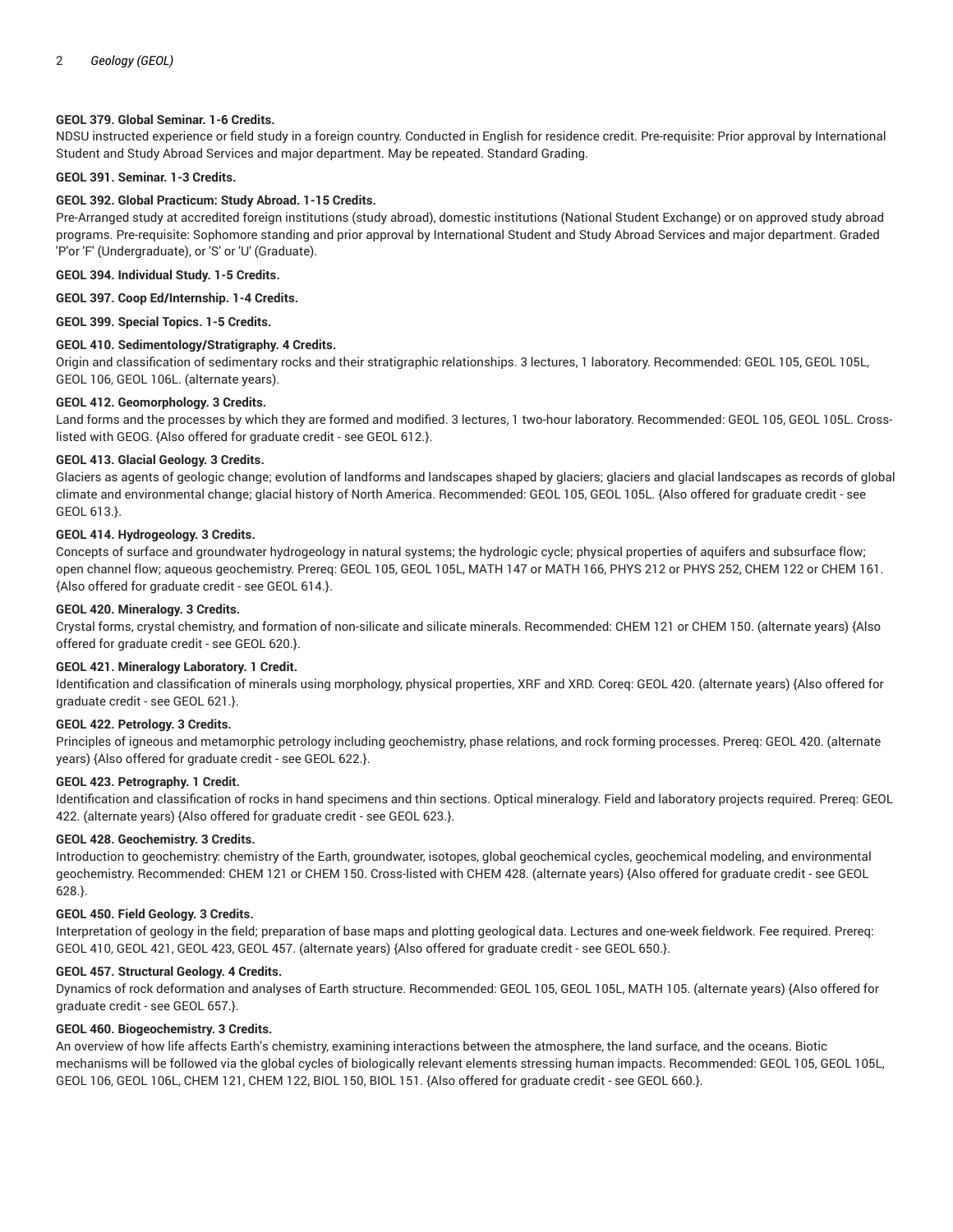**GEOL 379. Global Seminar. 1-6 Credits.**

NDSU instructed experience or field study in a foreign country. Conducted in English for residence credit. Pre-requisite: Prior approval by International Student and Study Abroad Services and major department. May be repeated. Standard Grading.

**GEOL 391. Seminar. 1-3 Credits.**

**GEOL 392. Global Practicum: Study Abroad. 1-15 Credits.**

Pre-Arranged study at accredited foreign institutions (study abroad), domestic institutions (National Student Exchange) or on approved study abroad programs. Pre-requisite: Sophomore standing and prior approval by International Student and Study Abroad Services and major department. Graded 'P'or 'F' (Undergraduate), or 'S' or 'U' (Graduate).

**GEOL 394. Individual Study. 1-5 Credits.**

**GEOL 397. Coop Ed/Internship. 1-4 Credits.**

**GEOL 399. Special Topics. 1-5 Credits.**

**GEOL 410. Sedimentology/Stratigraphy. 4 Credits.**

Origin and classification of sedimentary rocks and their stratigraphic relationships. 3 lectures, 1 laboratory. Recommended: GEOL 105, GEOL 105L, GEOL 106, GEOL 106L. (alternate years).

**GEOL 412. Geomorphology. 3 Credits.**

Land forms and the processes by which they are formed and modified. 3 lectures, 1 two-hour laboratory. Recommended: GEOL 105, GEOL 105L. Cross-listed with GEOG. {Also offered for graduate credit - see GEOL 612.}.

**GEOL 413. Glacial Geology. 3 Credits.**

Glaciers as agents of geologic change; evolution of landforms and landscapes shaped by glaciers; glaciers and glacial landscapes as records of global climate and environmental change; glacial history of North America. Recommended: GEOL 105, GEOL 105L. {Also offered for graduate credit - see GEOL 613.}.

**GEOL 414. Hydrogeology. 3 Credits.**

Concepts of surface and groundwater hydrogeology in natural systems; the hydrologic cycle; physical properties of aquifers and subsurface flow; open channel flow; aqueous geochemistry. Prereq: GEOL 105, GEOL 105L, MATH 147 or MATH 166, PHYS 212 or PHYS 252, CHEM 122 or CHEM 161. {Also offered for graduate credit - see GEOL 614.}.

**GEOL 420. Mineralogy. 3 Credits.**

Crystal forms, crystal chemistry, and formation of non-silicate and silicate minerals. Recommended: CHEM 121 or CHEM 150. (alternate years) {Also offered for graduate credit - see GEOL 620.}.

**GEOL 421. Mineralogy Laboratory. 1 Credit.**

Identification and classification of minerals using morphology, physical properties, XRF and XRD. Coreq: GEOL 420. (alternate years) {Also offered for graduate credit - see GEOL 621.}.

**GEOL 422. Petrology. 3 Credits.**

Principles of igneous and metamorphic petrology including geochemistry, phase relations, and rock forming processes. Prereq: GEOL 420. (alternate years) {Also offered for graduate credit - see GEOL 622.}.

**GEOL 423. Petrography. 1 Credit.**

Identification and classification of rocks in hand specimens and thin sections. Optical mineralogy. Field and laboratory projects required. Prereq: GEOL 422. (alternate years) {Also offered for graduate credit - see GEOL 623.}.

**GEOL 428. Geochemistry. 3 Credits.**

Introduction to geochemistry: chemistry of the Earth, groundwater, isotopes, global geochemical cycles, geochemical modeling, and environmental geochemistry. Recommended: CHEM 121 or CHEM 150. Cross-listed with CHEM 428. (alternate years) {Also offered for graduate credit - see GEOL 628.}.

**GEOL 450. Field Geology. 3 Credits.**

Interpretation of geology in the field; preparation of base maps and plotting geological data. Lectures and one-week fieldwork. Fee required. Prereq: GEOL 410, GEOL 421, GEOL 423, GEOL 457. (alternate years) {Also offered for graduate credit - see GEOL 650.}.

**GEOL 457. Structural Geology. 4 Credits.**

Dynamics of rock deformation and analyses of Earth structure. Recommended: GEOL 105, GEOL 105L, MATH 105. (alternate years) {Also offered for graduate credit - see GEOL 657.}.

**GEOL 460. Biogeochemistry. 3 Credits.**

An overview of how life affects Earth's chemistry, examining interactions between the atmosphere, the land surface, and the oceans. Biotic mechanisms will be followed via the global cycles of biologically relevant elements stressing human impacts. Recommended: GEOL 105, GEOL 105L, GEOL 106, GEOL 106L, CHEM 121, CHEM 122, BIOL 150, BIOL 151. {Also offered for graduate credit - see GEOL 660.}.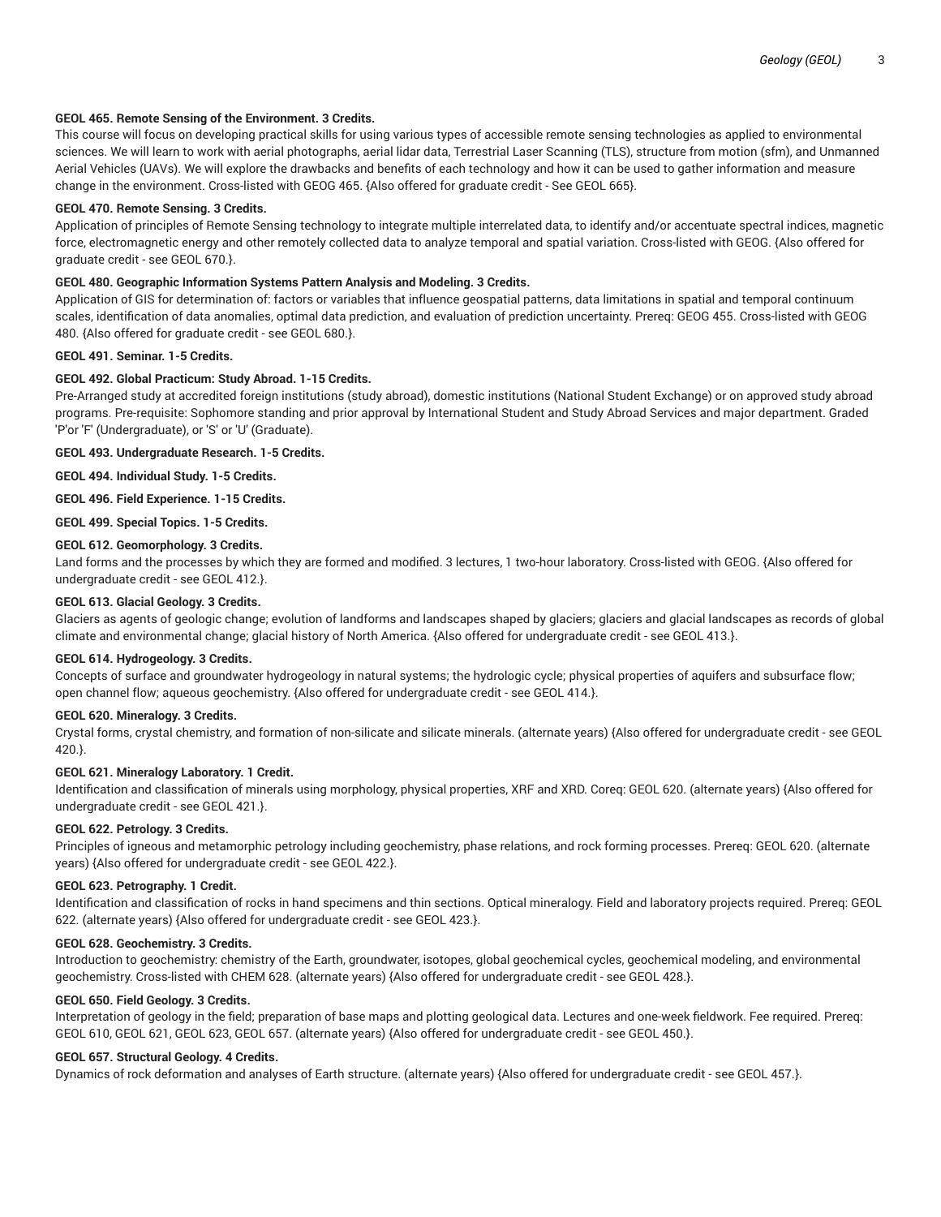**GEOL 465. Remote Sensing of the Environment. 3 Credits.**

This course will focus on developing practical skills for using various types of accessible remote sensing technologies as applied to environmental sciences. We will learn to work with aerial photographs, aerial lidar data, Terrestrial Laser Scanning (TLS), structure from motion (sfm), and Unmanned Aerial Vehicles (UAVs). We will explore the drawbacks and benefits of each technology and how it can be used to gather information and measure change in the environment. Cross-listed with GEOG 465. {Also offered for graduate credit - See GEOL 665}.

**GEOL 470. Remote Sensing. 3 Credits.**

Application of principles of Remote Sensing technology to integrate multiple interrelated data, to identify and/or accentuate spectral indices, magnetic force, electromagnetic energy and other remotely collected data to analyze temporal and spatial variation. Cross-listed with GEOG. {Also offered for graduate credit - see GEOL 670.}.

**GEOL 480. Geographic Information Systems Pattern Analysis and Modeling. 3 Credits.**

Application of GIS for determination of: factors or variables that influence geospatial patterns, data limitations in spatial and temporal continuum scales, identification of data anomalies, optimal data prediction, and evaluation of prediction uncertainty. Prereq: GEOG 455. Cross-listed with GEOG 480. {Also offered for graduate credit - see GEOL 680.}.

**GEOL 491. Seminar. 1-5 Credits.**

**GEOL 492. Global Practicum: Study Abroad. 1-15 Credits.**

Pre-Arranged study at accredited foreign institutions (study abroad), domestic institutions (National Student Exchange) or on approved study abroad programs. Pre-requisite: Sophomore standing and prior approval by International Student and Study Abroad Services and major department. Graded 'P'or 'F' (Undergraduate), or 'S' or 'U' (Graduate).

**GEOL 493. Undergraduate Research. 1-5 Credits.**

**GEOL 494. Individual Study. 1-5 Credits.**

**GEOL 496. Field Experience. 1-15 Credits.**

**GEOL 499. Special Topics. 1-5 Credits.**

**GEOL 612. Geomorphology. 3 Credits.**

Land forms and the processes by which they are formed and modified. 3 lectures, 1 two-hour laboratory. Cross-listed with GEOG. {Also offered for undergraduate credit - see GEOL 412.}.

**GEOL 613. Glacial Geology. 3 Credits.**

Glaciers as agents of geologic change; evolution of landforms and landscapes shaped by glaciers; glaciers and glacial landscapes as records of global climate and environmental change; glacial history of North America. {Also offered for undergraduate credit - see GEOL 413.}.

**GEOL 614. Hydrogeology. 3 Credits.**

Concepts of surface and groundwater hydrogeology in natural systems; the hydrologic cycle; physical properties of aquifers and subsurface flow; open channel flow; aqueous geochemistry. {Also offered for undergraduate credit - see GEOL 414.}.

**GEOL 620. Mineralogy. 3 Credits.**

Crystal forms, crystal chemistry, and formation of non-silicate and silicate minerals. (alternate years) {Also offered for undergraduate credit - see GEOL 420.}.

**GEOL 621. Mineralogy Laboratory. 1 Credit.**

Identification and classification of minerals using morphology, physical properties, XRF and XRD. Coreq: GEOL 620. (alternate years) {Also offered for undergraduate credit - see GEOL 421.}.

**GEOL 622. Petrology. 3 Credits.**

Principles of igneous and metamorphic petrology including geochemistry, phase relations, and rock forming processes. Prereq: GEOL 620. (alternate years) {Also offered for undergraduate credit - see GEOL 422.}.

**GEOL 623. Petrography. 1 Credit.**

Identification and classification of rocks in hand specimens and thin sections. Optical mineralogy. Field and laboratory projects required. Prereq: GEOL 622. (alternate years) {Also offered for undergraduate credit - see GEOL 423.}.

**GEOL 628. Geochemistry. 3 Credits.**

Introduction to geochemistry: chemistry of the Earth, groundwater, isotopes, global geochemical cycles, geochemical modeling, and environmental geochemistry. Cross-listed with CHEM 628. (alternate years) {Also offered for undergraduate credit - see GEOL 428.}.

**GEOL 650. Field Geology. 3 Credits.**

Interpretation of geology in the field; preparation of base maps and plotting geological data. Lectures and one-week fieldwork. Fee required. Prereq: GEOL 610, GEOL 621, GEOL 623, GEOL 657. (alternate years) {Also offered for undergraduate credit - see GEOL 450.}.

**GEOL 657. Structural Geology. 4 Credits.**

Dynamics of rock deformation and analyses of Earth structure. (alternate years) {Also offered for undergraduate credit - see GEOL 457.}.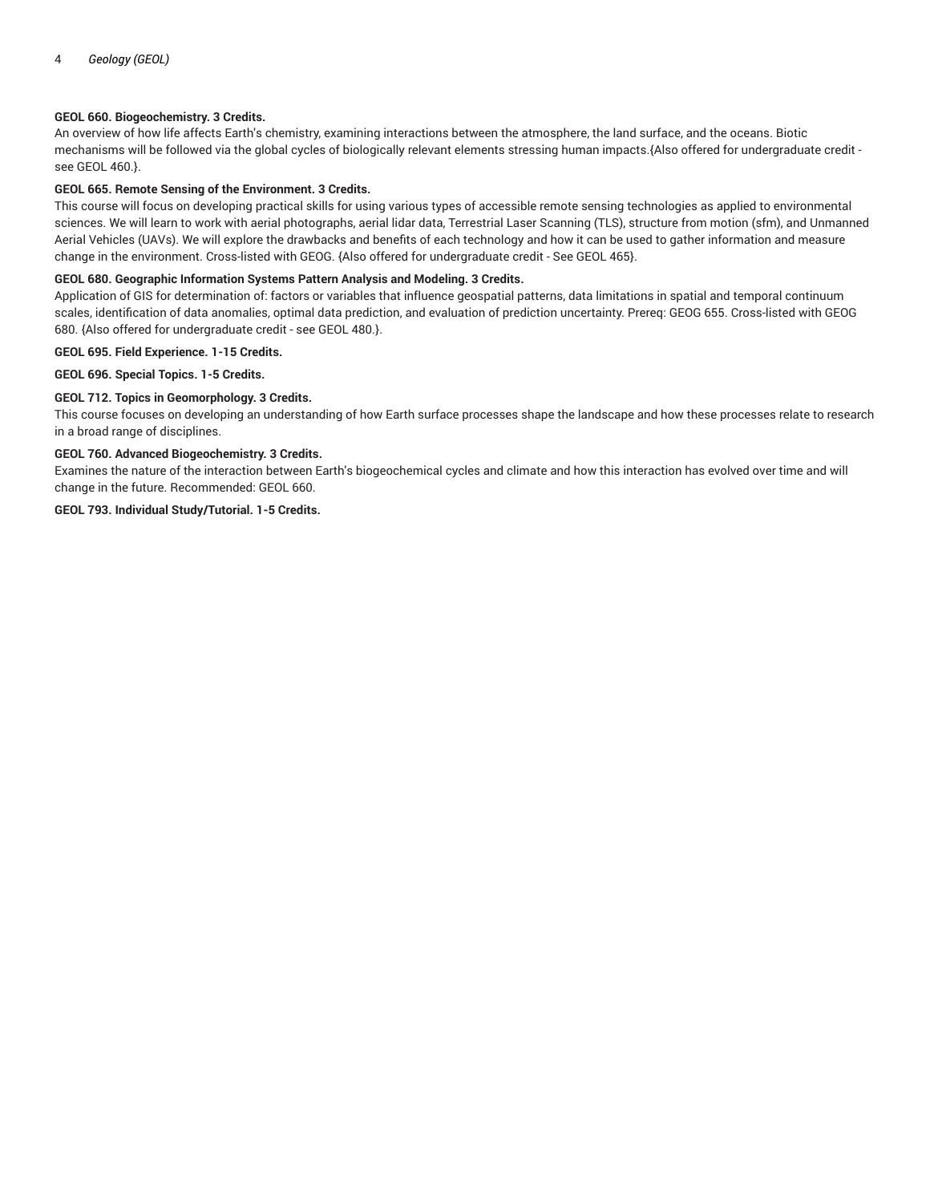**GEOL 660. Biogeochemistry. 3 Credits.**
An overview of how life affects Earth's chemistry, examining interactions between the atmosphere, the land surface, and the oceans. Biotic mechanisms will be followed via the global cycles of biologically relevant elements stressing human impacts.{Also offered for undergraduate credit - see GEOL 460.}.

**GEOL 665. Remote Sensing of the Environment. 3 Credits.**
This course will focus on developing practical skills for using various types of accessible remote sensing technologies as applied to environmental sciences. We will learn to work with aerial photographs, aerial lidar data, Terrestrial Laser Scanning (TLS), structure from motion (sfm), and Unmanned Aerial Vehicles (UAVs). We will explore the drawbacks and benefits of each technology and how it can be used to gather information and measure change in the environment. Cross-listed with GEOG. {Also offered for undergraduate credit - See GEOL 465}.

**GEOL 680. Geographic Information Systems Pattern Analysis and Modeling. 3 Credits.**
Application of GIS for determination of: factors or variables that influence geospatial patterns, data limitations in spatial and temporal continuum scales, identification of data anomalies, optimal data prediction, and evaluation of prediction uncertainty. Prereq: GEOG 655. Cross-listed with GEOG 680. {Also offered for undergraduate credit - see GEOL 480.}.

**GEOL 695. Field Experience. 1-15 Credits.**

**GEOL 696. Special Topics. 1-5 Credits.**

**GEOL 712. Topics in Geomorphology. 3 Credits.**
This course focuses on developing an understanding of how Earth surface processes shape the landscape and how these processes relate to research in a broad range of disciplines.

**GEOL 760. Advanced Biogeochemistry. 3 Credits.**
Examines the nature of the interaction between Earth's biogeochemical cycles and climate and how this interaction has evolved over time and will change in the future. Recommended: GEOL 660.

**GEOL 793. Individual Study/Tutorial. 1-5 Credits.**